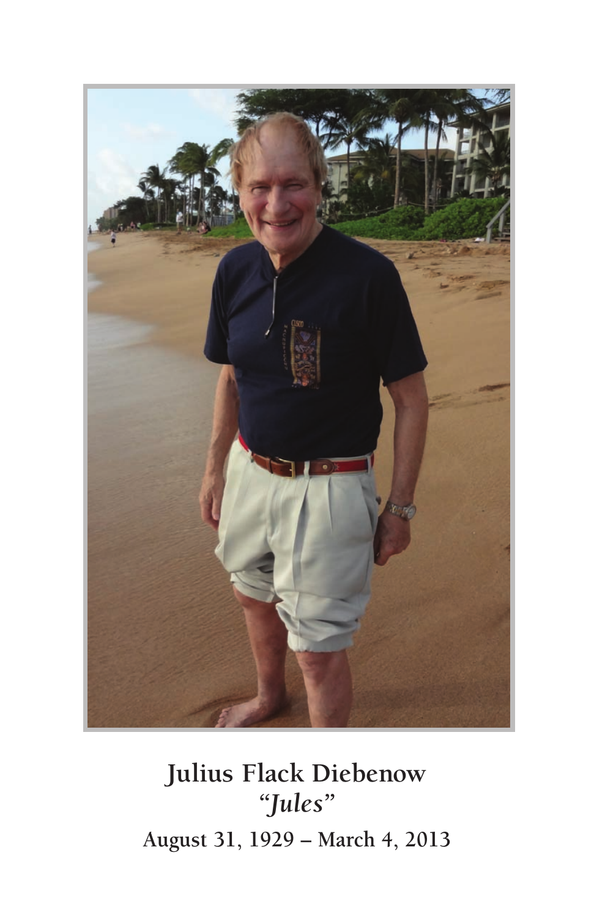# Julius Flack Diebenow

*"Jules"*

**August 31, 1929 – March 4, 2013**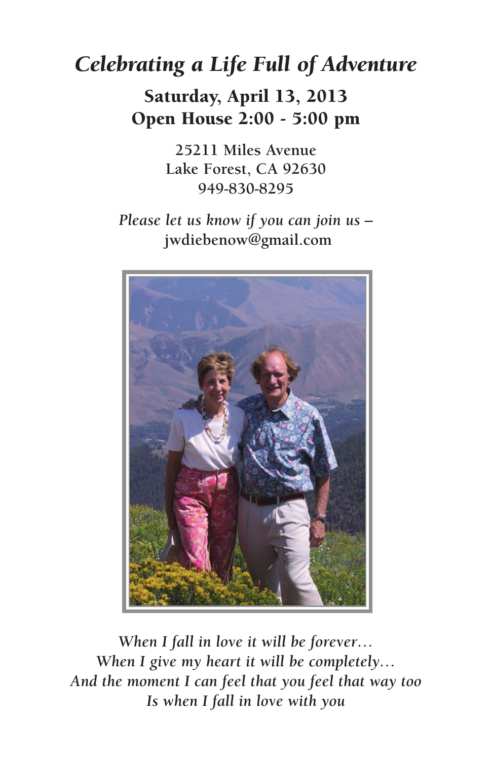# *Celebrating a Life Full of Adventure*

## Saturday, April 13, 2013
## Open House 2:00 - 5:00 pm

25211 Miles Avenue
Lake Forest, CA 92630
949-830-8295

*Please let us know if you can join us –*
jwdiebenow@gmail.com

*When I fall in love it will be forever…*
*When I give my heart it will be completely…*
*And the moment I can feel that you feel that way too*
*Is when I fall in love with you*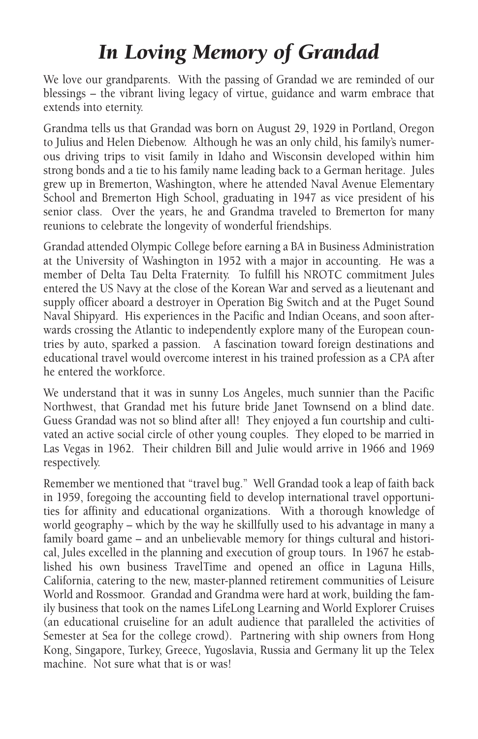# *In Loving Memory of Grandad*

We love our grandparents. With the passing of Grandad we are reminded of our blessings – the vibrant living legacy of virtue, guidance and warm embrace that extends into eternity.

Grandma tells us that Grandad was born on August 29, 1929 in Portland, Oregon to Julius and Helen Diebenow. Although he was an only child, his family's numerous driving trips to visit family in Idaho and Wisconsin developed within him strong bonds and a tie to his family name leading back to a German heritage. Jules grew up in Bremerton, Washington, where he attended Naval Avenue Elementary School and Bremerton High School, graduating in 1947 as vice president of his senior class. Over the years, he and Grandma traveled to Bremerton for many reunions to celebrate the longevity of wonderful friendships.

Grandad attended Olympic College before earning a BA in Business Administration at the University of Washington in 1952 with a major in accounting. He was a member of Delta Tau Delta Fraternity. To fulfill his NROTC commitment Jules entered the US Navy at the close of the Korean War and served as a lieutenant and supply officer aboard a destroyer in Operation Big Switch and at the Puget Sound Naval Shipyard. His experiences in the Pacific and Indian Oceans, and soon afterwards crossing the Atlantic to independently explore many of the European countries by auto, sparked a passion. A fascination toward foreign destinations and educational travel would overcome interest in his trained profession as a CPA after he entered the workforce.

We understand that it was in sunny Los Angeles, much sunnier than the Pacific Northwest, that Grandad met his future bride Janet Townsend on a blind date. Guess Grandad was not so blind after all! They enjoyed a fun courtship and cultivated an active social circle of other young couples. They eloped to be married in Las Vegas in 1962. Their children Bill and Julie would arrive in 1966 and 1969 respectively.

Remember we mentioned that "travel bug." Well Grandad took a leap of faith back in 1959, foregoing the accounting field to develop international travel opportunities for affinity and educational organizations. With a thorough knowledge of world geography – which by the way he skillfully used to his advantage in many a family board game – and an unbelievable memory for things cultural and historical, Jules excelled in the planning and execution of group tours. In 1967 he established his own business TravelTime and opened an office in Laguna Hills, California, catering to the new, master-planned retirement communities of Leisure World and Rossmoor. Grandad and Grandma were hard at work, building the family business that took on the names LifeLong Learning and World Explorer Cruises (an educational cruiseline for an adult audience that paralleled the activities of Semester at Sea for the college crowd). Partnering with ship owners from Hong Kong, Singapore, Turkey, Greece, Yugoslavia, Russia and Germany lit up the Telex machine. Not sure what that is or was!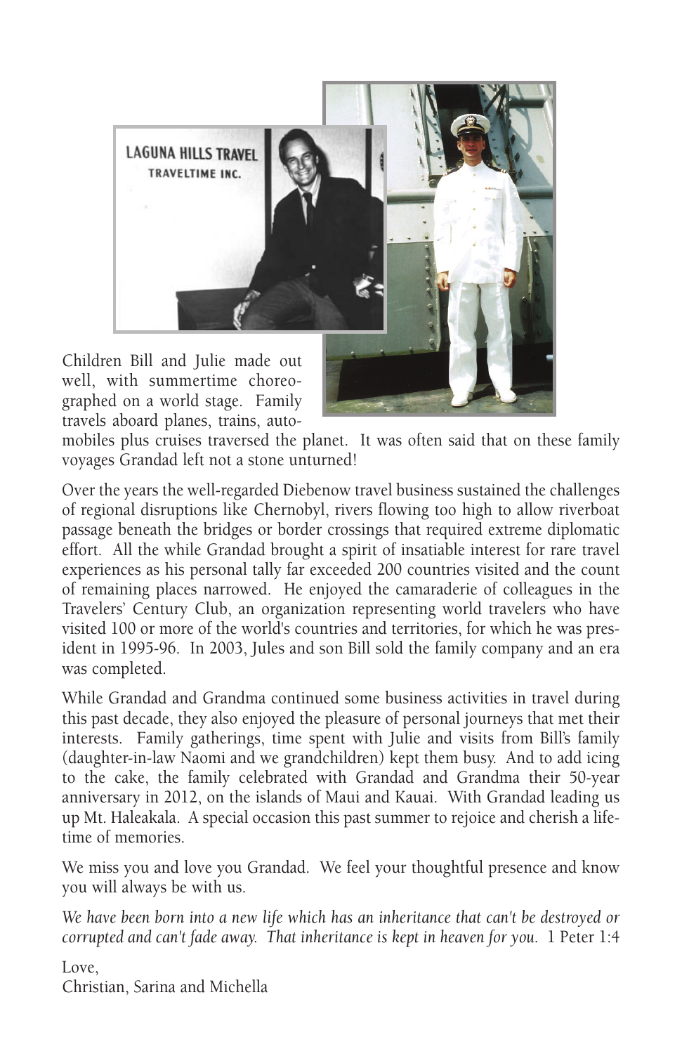Children Bill and Julie made out well, with summertime choreographed on a world stage. Family travels aboard planes, trains, automobiles plus cruises traversed the planet. It was often said that on these family voyages Grandad left not a stone unturned!

Over the years the well-regarded Diebenow travel business sustained the challenges of regional disruptions like Chernobyl, rivers flowing too high to allow riverboat passage beneath the bridges or border crossings that required extreme diplomatic effort. All the while Grandad brought a spirit of insatiable interest for rare travel experiences as his personal tally far exceeded 200 countries visited and the count of remaining places narrowed. He enjoyed the camaraderie of colleagues in the Travelers' Century Club, an organization representing world travelers who have visited 100 or more of the world's countries and territories, for which he was president in 1995-96. In 2003, Jules and son Bill sold the family company and an era was completed.

While Grandad and Grandma continued some business activities in travel during this past decade, they also enjoyed the pleasure of personal journeys that met their interests. Family gatherings, time spent with Julie and visits from Bill's family (daughter-in-law Naomi and we grandchildren) kept them busy. And to add icing to the cake, the family celebrated with Grandad and Grandma their 50-year anniversary in 2012, on the islands of Maui and Kauai. With Grandad leading us up Mt. Haleakala. A special occasion this past summer to rejoice and cherish a lifetime of memories.

We miss you and love you Grandad. We feel your thoughtful presence and know you will always be with us.

*We have been born into a new life which has an inheritance that can't be destroyed or corrupted and can't fade away. That inheritance is kept in heaven for you.* 1 Peter 1:4

Love,
Christian, Sarina and Michella